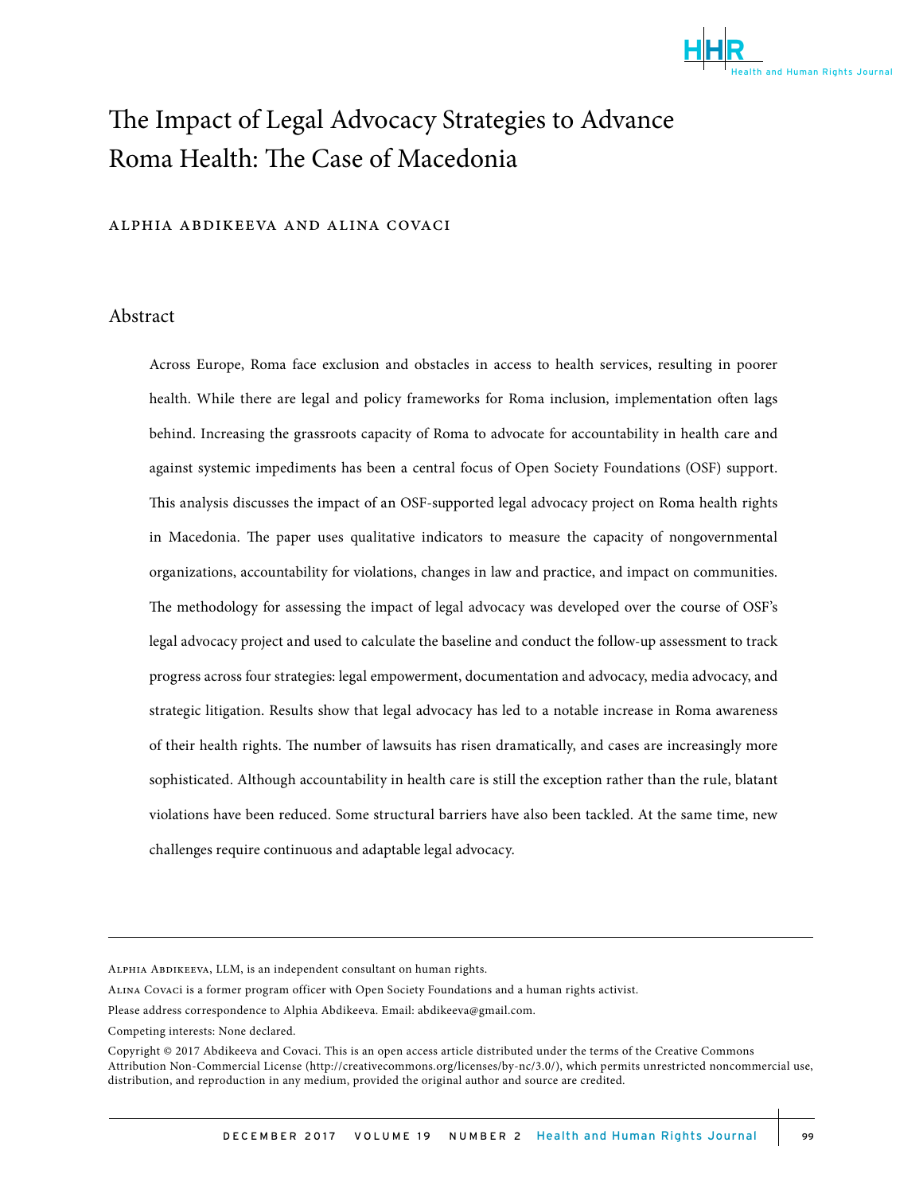# The Impact of Legal Advocacy Strategies to Advance Roma Health: The Case of Macedonia

Alphia Abdikeeva and Alina Covaci

## Abstract

Across Europe, Roma face exclusion and obstacles in access to health services, resulting in poorer health. While there are legal and policy frameworks for Roma inclusion, implementation often lags behind. Increasing the grassroots capacity of Roma to advocate for accountability in health care and against systemic impediments has been a central focus of Open Society Foundations (OSF) support. This analysis discusses the impact of an OSF-supported legal advocacy project on Roma health rights in Macedonia. The paper uses qualitative indicators to measure the capacity of nongovernmental organizations, accountability for violations, changes in law and practice, and impact on communities. The methodology for assessing the impact of legal advocacy was developed over the course of OSF's legal advocacy project and used to calculate the baseline and conduct the follow-up assessment to track progress across four strategies: legal empowerment, documentation and advocacy, media advocacy, and strategic litigation. Results show that legal advocacy has led to a notable increase in Roma awareness of their health rights. The number of lawsuits has risen dramatically, and cases are increasingly more sophisticated. Although accountability in health care is still the exception rather than the rule, blatant violations have been reduced. Some structural barriers have also been tackled. At the same time, new challenges require continuous and adaptable legal advocacy.

---

Alphia Abdikeeva, LLM, is an independent consultant on human rights.

Alina Covaci is a former program officer with Open Society Foundations and a human rights activist.

Please address correspondence to Alphia Abdikeeva. Email: abdikeeva@gmail.com.

Competing interests: None declared.

Copyright © 2017 Abdikeeva and Covaci. This is an open access article distributed under the terms of the Creative Commons Attribution Non-Commercial License (http://creativecommons.org/licenses/by-nc/3.0/), which permits unrestricted noncommercial use, distribution, and reproduction in any medium, provided the original author and source are credited.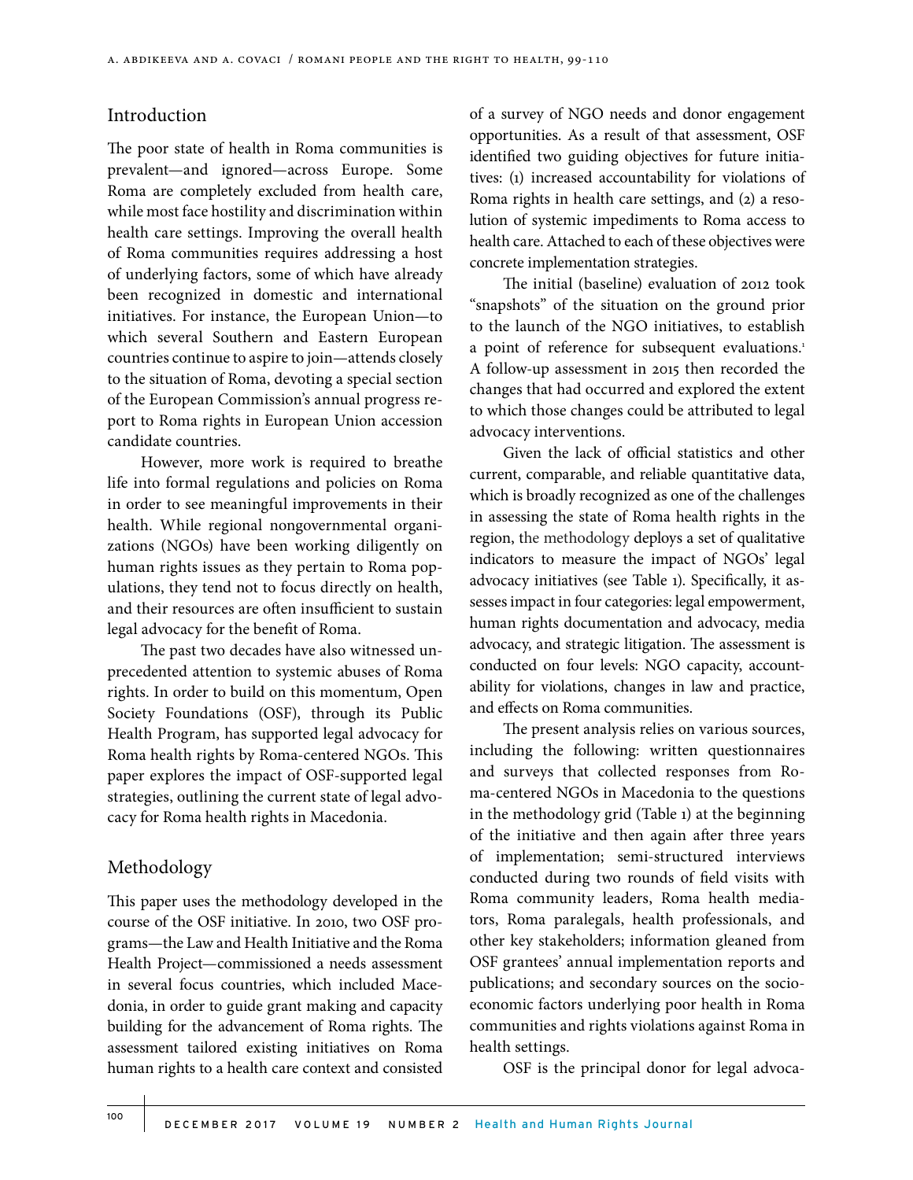## Introduction

The poor state of health in Roma communities is prevalent—and ignored—across Europe. Some Roma are completely excluded from health care, while most face hostility and discrimination within health care settings. Improving the overall health of Roma communities requires addressing a host of underlying factors, some of which have already been recognized in domestic and international initiatives. For instance, the European Union—to which several Southern and Eastern European countries continue to aspire to join—attends closely to the situation of Roma, devoting a special section of the European Commission's annual progress report to Roma rights in European Union accession candidate countries.

However, more work is required to breathe life into formal regulations and policies on Roma in order to see meaningful improvements in their health. While regional nongovernmental organizations (NGOs) have been working diligently on human rights issues as they pertain to Roma populations, they tend not to focus directly on health, and their resources are often insufficient to sustain legal advocacy for the benefit of Roma.

The past two decades have also witnessed unprecedented attention to systemic abuses of Roma rights. In order to build on this momentum, Open Society Foundations (OSF), through its Public Health Program, has supported legal advocacy for Roma health rights by Roma-centered NGOs. This paper explores the impact of OSF-supported legal strategies, outlining the current state of legal advocacy for Roma health rights in Macedonia.

## Methodology

This paper uses the methodology developed in the course of the OSF initiative. In 2010, two OSF programs—the Law and Health Initiative and the Roma Health Project—commissioned a needs assessment in several focus countries, which included Macedonia, in order to guide grant making and capacity building for the advancement of Roma rights. The assessment tailored existing initiatives on Roma human rights to a health care context and consisted of a survey of NGO needs and donor engagement opportunities. As a result of that assessment, OSF identified two guiding objectives for future initiatives: (1) increased accountability for violations of Roma rights in health care settings, and (2) a resolution of systemic impediments to Roma access to health care. Attached to each of these objectives were concrete implementation strategies.

The initial (baseline) evaluation of 2012 took "snapshots" of the situation on the ground prior to the launch of the NGO initiatives, to establish a point of reference for subsequent evaluations.[1] A follow-up assessment in 2015 then recorded the changes that had occurred and explored the extent to which those changes could be attributed to legal advocacy interventions.

Given the lack of official statistics and other current, comparable, and reliable quantitative data, which is broadly recognized as one of the challenges in assessing the state of Roma health rights in the region, the methodology deploys a set of qualitative indicators to measure the impact of NGOs' legal advocacy initiatives (see Table 1). Specifically, it assesses impact in four categories: legal empowerment, human rights documentation and advocacy, media advocacy, and strategic litigation. The assessment is conducted on four levels: NGO capacity, accountability for violations, changes in law and practice, and effects on Roma communities.

The present analysis relies on various sources, including the following: written questionnaires and surveys that collected responses from Roma-centered NGOs in Macedonia to the questions in the methodology grid (Table 1) at the beginning of the initiative and then again after three years of implementation; semi-structured interviews conducted during two rounds of field visits with Roma community leaders, Roma health mediators, Roma paralegals, health professionals, and other key stakeholders; information gleaned from OSF grantees' annual implementation reports and publications; and secondary sources on the socioeconomic factors underlying poor health in Roma communities and rights violations against Roma in health settings.

OSF is the principal donor for legal advoca-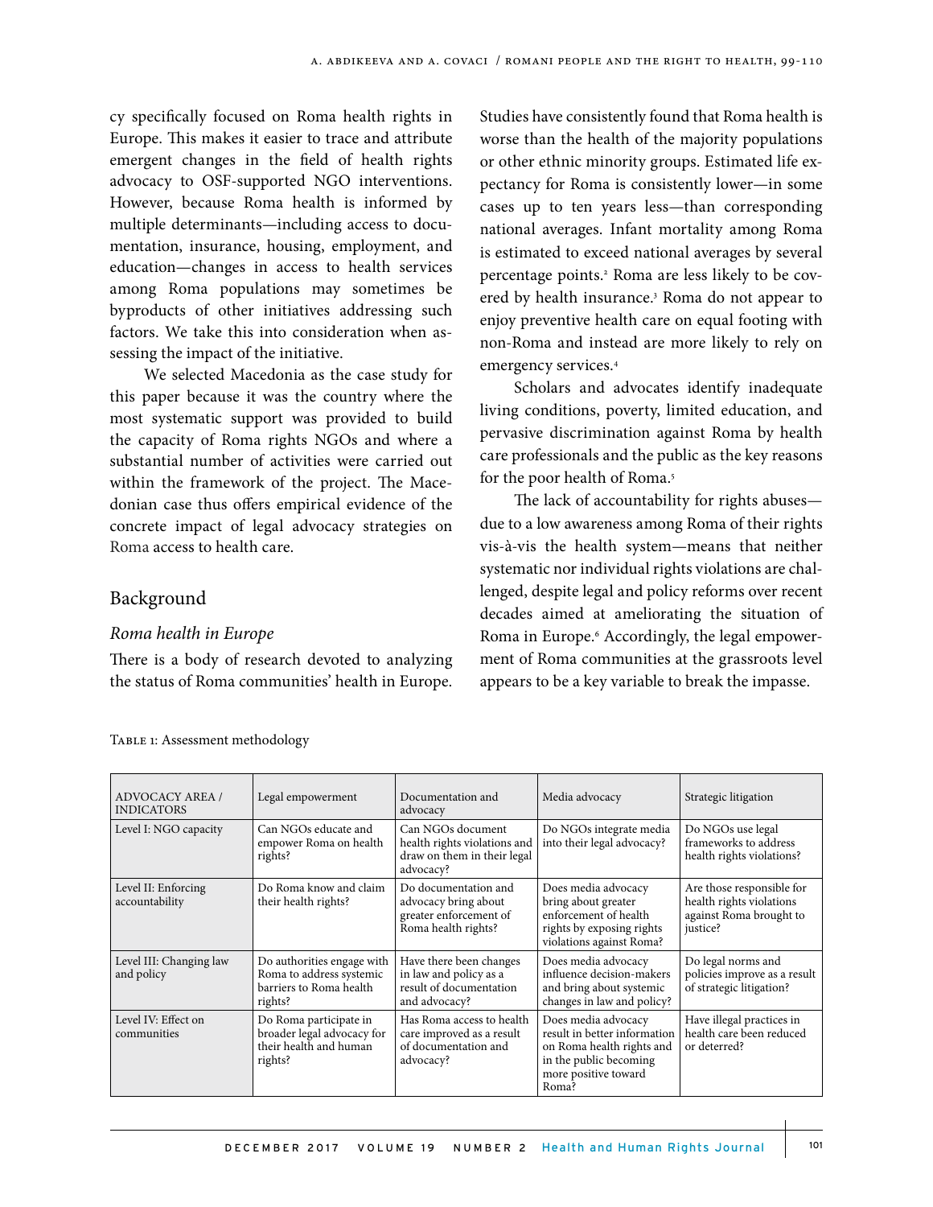cy specifically focused on Roma health rights in Europe. This makes it easier to trace and attribute emergent changes in the field of health rights advocacy to OSF-supported NGO interventions. However, because Roma health is informed by multiple determinants—including access to documentation, insurance, housing, employment, and education—changes in access to health services among Roma populations may sometimes be byproducts of other initiatives addressing such factors. We take this into consideration when assessing the impact of the initiative.

We selected Macedonia as the case study for this paper because it was the country where the most systematic support was provided to build the capacity of Roma rights NGOs and where a substantial number of activities were carried out within the framework of the project. The Macedonian case thus offers empirical evidence of the concrete impact of legal advocacy strategies on Roma access to health care.

## Background

### *Roma health in Europe*

There is a body of research devoted to analyzing the status of Roma communities' health in Europe. Studies have consistently found that Roma health is worse than the health of the majority populations or other ethnic minority groups. Estimated life expectancy for Roma is consistently lower—in some cases up to ten years less—than corresponding national averages. Infant mortality among Roma is estimated to exceed national averages by several percentage points.[2] Roma are less likely to be covered by health insurance.[3] Roma do not appear to enjoy preventive health care on equal footing with non-Roma and instead are more likely to rely on emergency services.[4]

Scholars and advocates identify inadequate living conditions, poverty, limited education, and pervasive discrimination against Roma by health care professionals and the public as the key reasons for the poor health of Roma.[5]

The lack of accountability for rights abuses—due to a low awareness among Roma of their rights vis-à-vis the health system—means that neither systematic nor individual rights violations are challenged, despite legal and policy reforms over recent decades aimed at ameliorating the situation of Roma in Europe.[6] Accordingly, the legal empowerment of Roma communities at the grassroots level appears to be a key variable to break the impasse.

Table 1: Assessment methodology

| ADVOCACY AREA / INDICATORS | Legal empowerment | Documentation and advocacy | Media advocacy | Strategic litigation |
|---|---|---|---|---|
| Level I: NGO capacity | Can NGOs educate and empower Roma on health rights? | Can NGOs document health rights violations and draw on them in their legal advocacy? | Do NGOs integrate media into their legal advocacy? | Do NGOs use legal frameworks to address health rights violations? |
| Level II: Enforcing accountability | Do Roma know and claim their health rights? | Do documentation and advocacy bring about greater enforcement of Roma health rights? | Does media advocacy bring about greater enforcement of health rights by exposing rights violations against Roma? | Are those responsible for health rights violations against Roma brought to justice? |
| Level III: Changing law and policy | Do authorities engage with Roma to address systemic barriers to Roma health rights? | Have there been changes in law and policy as a result of documentation and advocacy? | Does media advocacy influence decision-makers and bring about systemic changes in law and policy? | Do legal norms and policies improve as a result of strategic litigation? |
| Level IV: Effect on communities | Do Roma participate in broader legal advocacy for their health and human rights? | Has Roma access to health care improved as a result of documentation and advocacy? | Does media advocacy result in better information on Roma health rights and in the public becoming more positive toward Roma? | Have illegal practices in health care been reduced or deterred? |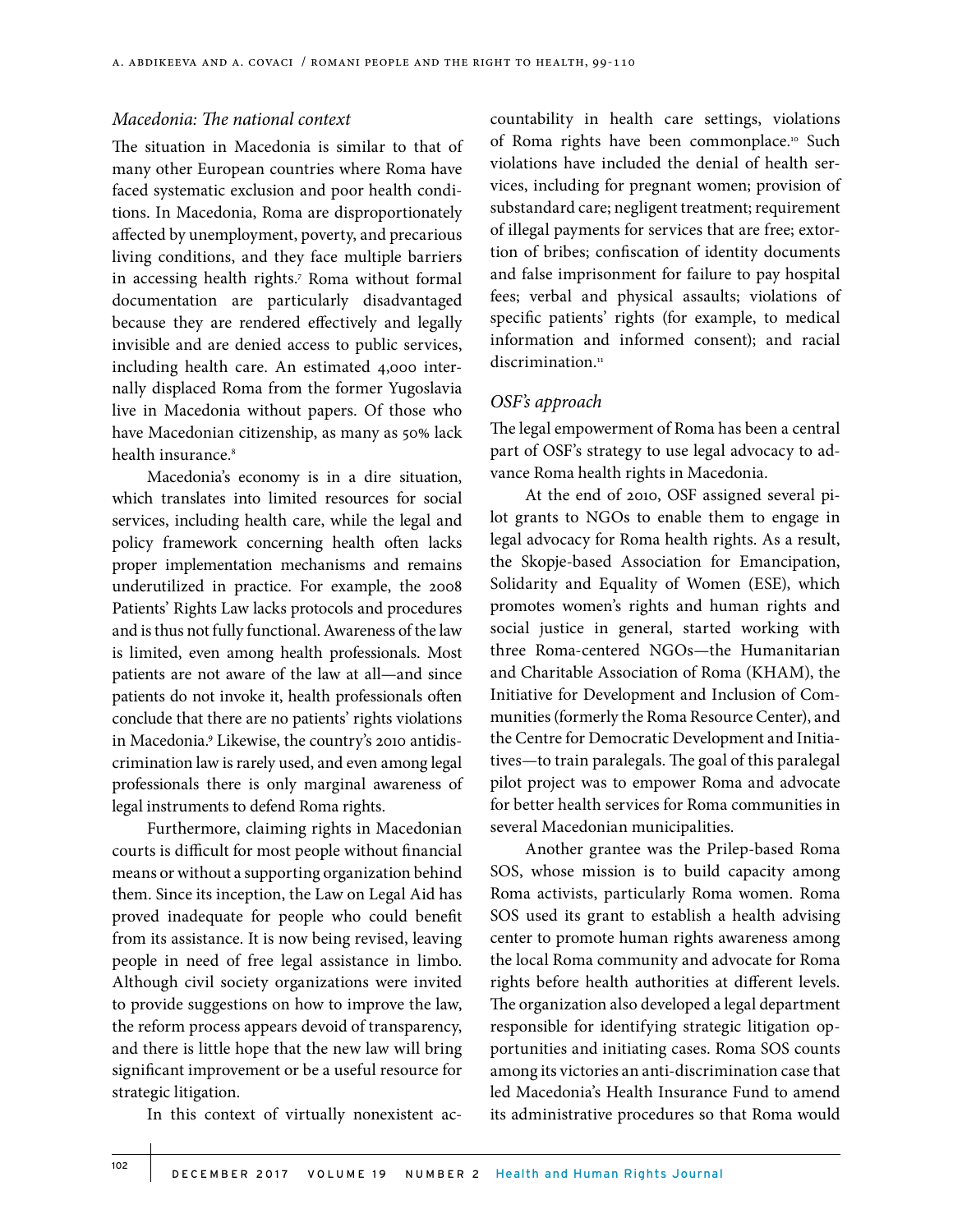### *Macedonia: The national context*

The situation in Macedonia is similar to that of many other European countries where Roma have faced systematic exclusion and poor health conditions. In Macedonia, Roma are disproportionately affected by unemployment, poverty, and precarious living conditions, and they face multiple barriers in accessing health rights.[7] Roma without formal documentation are particularly disadvantaged because they are rendered effectively and legally invisible and are denied access to public services, including health care. An estimated 4,000 internally displaced Roma from the former Yugoslavia live in Macedonia without papers. Of those who have Macedonian citizenship, as many as 50% lack health insurance.[8]

Macedonia's economy is in a dire situation, which translates into limited resources for social services, including health care, while the legal and policy framework concerning health often lacks proper implementation mechanisms and remains underutilized in practice. For example, the 2008 Patients' Rights Law lacks protocols and procedures and is thus not fully functional. Awareness of the law is limited, even among health professionals. Most patients are not aware of the law at all—and since patients do not invoke it, health professionals often conclude that there are no patients' rights violations in Macedonia.[9] Likewise, the country's 2010 antidiscrimination law is rarely used, and even among legal professionals there is only marginal awareness of legal instruments to defend Roma rights.

Furthermore, claiming rights in Macedonian courts is difficult for most people without financial means or without a supporting organization behind them. Since its inception, the Law on Legal Aid has proved inadequate for people who could benefit from its assistance. It is now being revised, leaving people in need of free legal assistance in limbo. Although civil society organizations were invited to provide suggestions on how to improve the law, the reform process appears devoid of transparency, and there is little hope that the new law will bring significant improvement or be a useful resource for strategic litigation.

In this context of virtually nonexistent accountability in health care settings, violations of Roma rights have been commonplace.[10] Such violations have included the denial of health services, including for pregnant women; provision of substandard care; negligent treatment; requirement of illegal payments for services that are free; extortion of bribes; confiscation of identity documents and false imprisonment for failure to pay hospital fees; verbal and physical assaults; violations of specific patients' rights (for example, to medical information and informed consent); and racial discrimination.[11]

### *OSF's approach*

The legal empowerment of Roma has been a central part of OSF's strategy to use legal advocacy to advance Roma health rights in Macedonia.

At the end of 2010, OSF assigned several pilot grants to NGOs to enable them to engage in legal advocacy for Roma health rights. As a result, the Skopje-based Association for Emancipation, Solidarity and Equality of Women (ESE), which promotes women's rights and human rights and social justice in general, started working with three Roma-centered NGOs—the Humanitarian and Charitable Association of Roma (KHAM), the Initiative for Development and Inclusion of Communities (formerly the Roma Resource Center), and the Centre for Democratic Development and Initiatives—to train paralegals. The goal of this paralegal pilot project was to empower Roma and advocate for better health services for Roma communities in several Macedonian municipalities.

Another grantee was the Prilep-based Roma SOS, whose mission is to build capacity among Roma activists, particularly Roma women. Roma SOS used its grant to establish a health advising center to promote human rights awareness among the local Roma community and advocate for Roma rights before health authorities at different levels. The organization also developed a legal department responsible for identifying strategic litigation opportunities and initiating cases. Roma SOS counts among its victories an anti-discrimination case that led Macedonia's Health Insurance Fund to amend its administrative procedures so that Roma would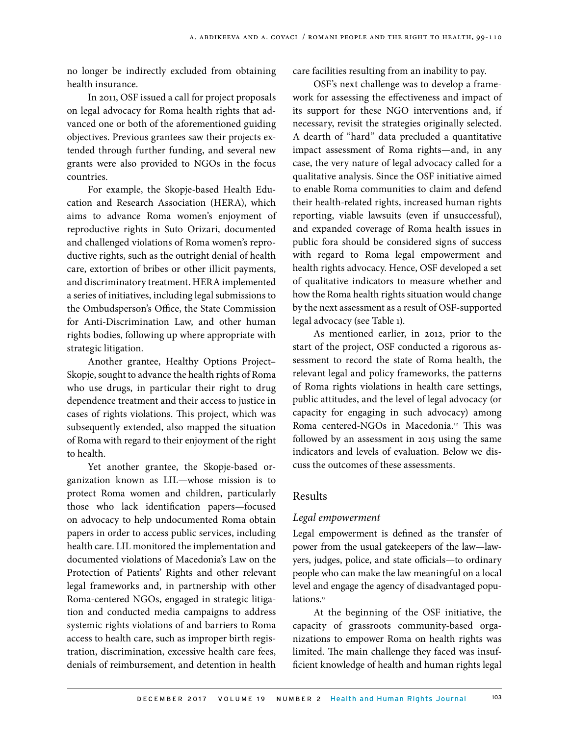no longer be indirectly excluded from obtaining health insurance.

In 2011, OSF issued a call for project proposals on legal advocacy for Roma health rights that advanced one or both of the aforementioned guiding objectives. Previous grantees saw their projects extended through further funding, and several new grants were also provided to NGOs in the focus countries.

For example, the Skopje-based Health Education and Research Association (HERA), which aims to advance Roma women's enjoyment of reproductive rights in Suto Orizari, documented and challenged violations of Roma women's reproductive rights, such as the outright denial of health care, extortion of bribes or other illicit payments, and discriminatory treatment. HERA implemented a series of initiatives, including legal submissions to the Ombudsperson's Office, the State Commission for Anti-Discrimination Law, and other human rights bodies, following up where appropriate with strategic litigation.

Another grantee, Healthy Options Project–Skopje, sought to advance the health rights of Roma who use drugs, in particular their right to drug dependence treatment and their access to justice in cases of rights violations. This project, which was subsequently extended, also mapped the situation of Roma with regard to their enjoyment of the right to health.

Yet another grantee, the Skopje-based organization known as LIL—whose mission is to protect Roma women and children, particularly those who lack identification papers—focused on advocacy to help undocumented Roma obtain papers in order to access public services, including health care. LIL monitored the implementation and documented violations of Macedonia's Law on the Protection of Patients' Rights and other relevant legal frameworks and, in partnership with other Roma-centered NGOs, engaged in strategic litigation and conducted media campaigns to address systemic rights violations of and barriers to Roma access to health care, such as improper birth registration, discrimination, excessive health care fees, denials of reimbursement, and detention in health care facilities resulting from an inability to pay.

OSF's next challenge was to develop a framework for assessing the effectiveness and impact of its support for these NGO interventions and, if necessary, revisit the strategies originally selected. A dearth of "hard" data precluded a quantitative impact assessment of Roma rights—and, in any case, the very nature of legal advocacy called for a qualitative analysis. Since the OSF initiative aimed to enable Roma communities to claim and defend their health-related rights, increased human rights reporting, viable lawsuits (even if unsuccessful), and expanded coverage of Roma health issues in public fora should be considered signs of success with regard to Roma legal empowerment and health rights advocacy. Hence, OSF developed a set of qualitative indicators to measure whether and how the Roma health rights situation would change by the next assessment as a result of OSF-supported legal advocacy (see Table 1).

As mentioned earlier, in 2012, prior to the start of the project, OSF conducted a rigorous assessment to record the state of Roma health, the relevant legal and policy frameworks, the patterns of Roma rights violations in health care settings, public attitudes, and the level of legal advocacy (or capacity for engaging in such advocacy) among Roma centered-NGOs in Macedonia.[12] This was followed by an assessment in 2015 using the same indicators and levels of evaluation. Below we discuss the outcomes of these assessments.

## Results

### *Legal empowerment*

Legal empowerment is defined as the transfer of power from the usual gatekeepers of the law—lawyers, judges, police, and state officials—to ordinary people who can make the law meaningful on a local level and engage the agency of disadvantaged populations.[13]

At the beginning of the OSF initiative, the capacity of grassroots community-based organizations to empower Roma on health rights was limited. The main challenge they faced was insufficient knowledge of health and human rights legal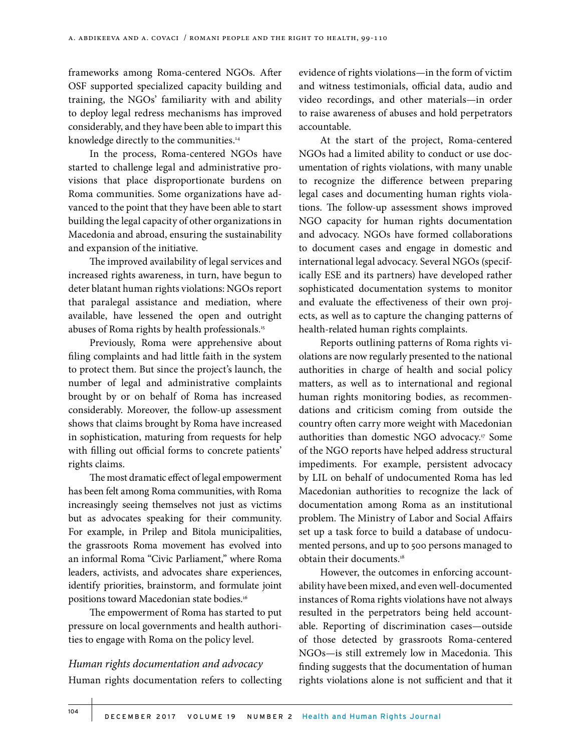frameworks among Roma-centered NGOs. After OSF supported specialized capacity building and training, the NGOs' familiarity with and ability to deploy legal redress mechanisms has improved considerably, and they have been able to impart this knowledge directly to the communities.[14]

In the process, Roma-centered NGOs have started to challenge legal and administrative provisions that place disproportionate burdens on Roma communities. Some organizations have advanced to the point that they have been able to start building the legal capacity of other organizations in Macedonia and abroad, ensuring the sustainability and expansion of the initiative.

The improved availability of legal services and increased rights awareness, in turn, have begun to deter blatant human rights violations: NGOs report that paralegal assistance and mediation, where available, have lessened the open and outright abuses of Roma rights by health professionals.[15]

Previously, Roma were apprehensive about filing complaints and had little faith in the system to protect them. But since the project's launch, the number of legal and administrative complaints brought by or on behalf of Roma has increased considerably. Moreover, the follow-up assessment shows that claims brought by Roma have increased in sophistication, maturing from requests for help with filling out official forms to concrete patients' rights claims.

The most dramatic effect of legal empowerment has been felt among Roma communities, with Roma increasingly seeing themselves not just as victims but as advocates speaking for their community. For example, in Prilep and Bitola municipalities, the grassroots Roma movement has evolved into an informal Roma "Civic Parliament," where Roma leaders, activists, and advocates share experiences, identify priorities, brainstorm, and formulate joint positions toward Macedonian state bodies.[16]

The empowerment of Roma has started to put pressure on local governments and health authorities to engage with Roma on the policy level.

### *Human rights documentation and advocacy*

Human rights documentation refers to collecting evidence of rights violations—in the form of victim and witness testimonials, official data, audio and video recordings, and other materials—in order to raise awareness of abuses and hold perpetrators accountable.

At the start of the project, Roma-centered NGOs had a limited ability to conduct or use documentation of rights violations, with many unable to recognize the difference between preparing legal cases and documenting human rights violations. The follow-up assessment shows improved NGO capacity for human rights documentation and advocacy. NGOs have formed collaborations to document cases and engage in domestic and international legal advocacy. Several NGOs (specifically ESE and its partners) have developed rather sophisticated documentation systems to monitor and evaluate the effectiveness of their own projects, as well as to capture the changing patterns of health-related human rights complaints.

Reports outlining patterns of Roma rights violations are now regularly presented to the national authorities in charge of health and social policy matters, as well as to international and regional human rights monitoring bodies, as recommendations and criticism coming from outside the country often carry more weight with Macedonian authorities than domestic NGO advocacy.[17] Some of the NGO reports have helped address structural impediments. For example, persistent advocacy by LIL on behalf of undocumented Roma has led Macedonian authorities to recognize the lack of documentation among Roma as an institutional problem. The Ministry of Labor and Social Affairs set up a task force to build a database of undocumented persons, and up to 500 persons managed to obtain their documents.[18]

However, the outcomes in enforcing accountability have been mixed, and even well-documented instances of Roma rights violations have not always resulted in the perpetrators being held accountable. Reporting of discrimination cases—outside of those detected by grassroots Roma-centered NGOs—is still extremely low in Macedonia. This finding suggests that the documentation of human rights violations alone is not sufficient and that it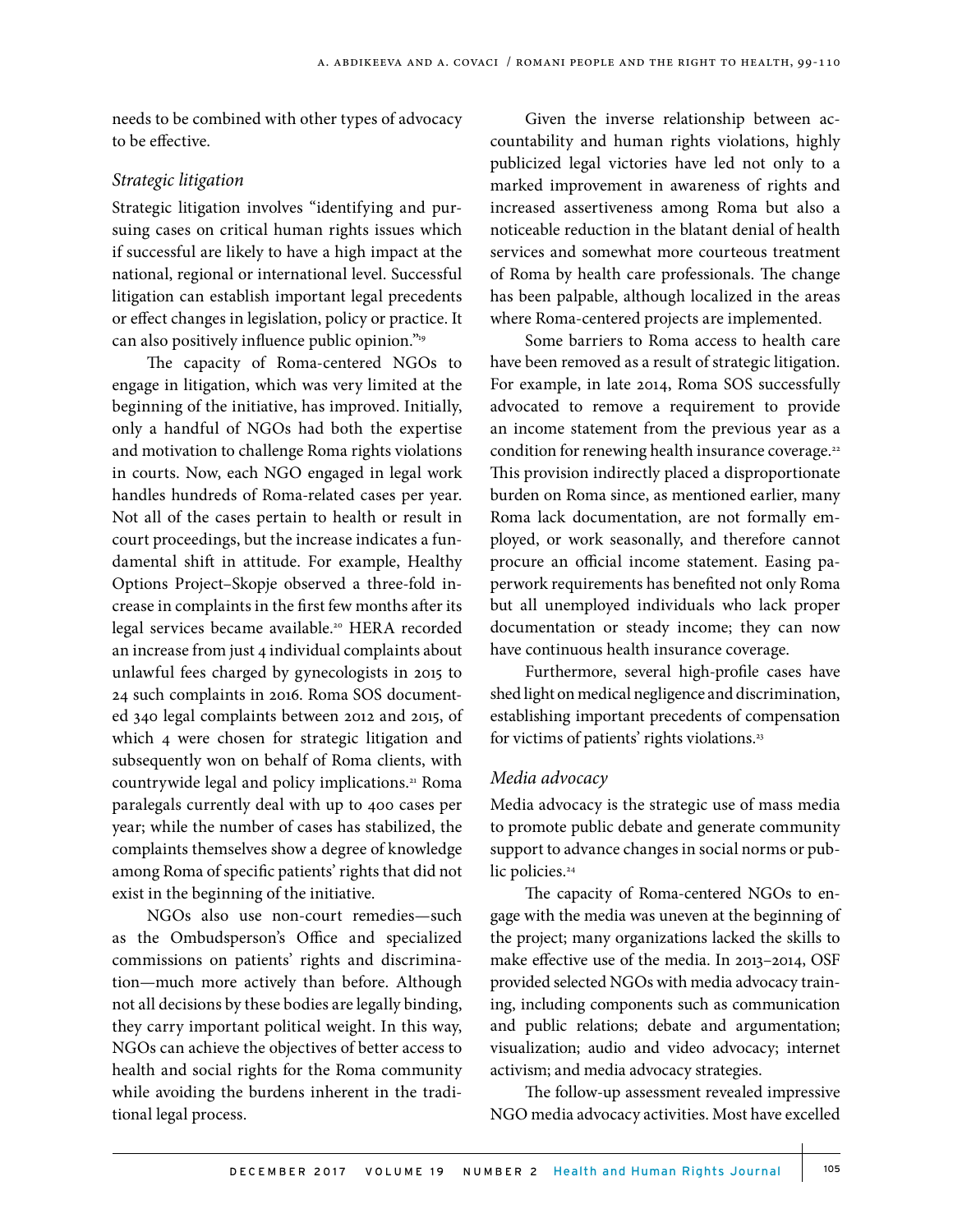needs to be combined with other types of advocacy to be effective.

### *Strategic litigation*

Strategic litigation involves "identifying and pursuing cases on critical human rights issues which if successful are likely to have a high impact at the national, regional or international level. Successful litigation can establish important legal precedents or effect changes in legislation, policy or practice. It can also positively influence public opinion."[19]

The capacity of Roma-centered NGOs to engage in litigation, which was very limited at the beginning of the initiative, has improved. Initially, only a handful of NGOs had both the expertise and motivation to challenge Roma rights violations in courts. Now, each NGO engaged in legal work handles hundreds of Roma-related cases per year. Not all of the cases pertain to health or result in court proceedings, but the increase indicates a fundamental shift in attitude. For example, Healthy Options Project–Skopje observed a three-fold increase in complaints in the first few months after its legal services became available.[20] HERA recorded an increase from just 4 individual complaints about unlawful fees charged by gynecologists in 2015 to 24 such complaints in 2016. Roma SOS documented 340 legal complaints between 2012 and 2015, of which 4 were chosen for strategic litigation and subsequently won on behalf of Roma clients, with countrywide legal and policy implications.[21] Roma paralegals currently deal with up to 400 cases per year; while the number of cases has stabilized, the complaints themselves show a degree of knowledge among Roma of specific patients' rights that did not exist in the beginning of the initiative.

NGOs also use non-court remedies—such as the Ombudsperson's Office and specialized commissions on patients' rights and discrimination—much more actively than before. Although not all decisions by these bodies are legally binding, they carry important political weight. In this way, NGOs can achieve the objectives of better access to health and social rights for the Roma community while avoiding the burdens inherent in the traditional legal process.

Given the inverse relationship between accountability and human rights violations, highly publicized legal victories have led not only to a marked improvement in awareness of rights and increased assertiveness among Roma but also a noticeable reduction in the blatant denial of health services and somewhat more courteous treatment of Roma by health care professionals. The change has been palpable, although localized in the areas where Roma-centered projects are implemented.

Some barriers to Roma access to health care have been removed as a result of strategic litigation. For example, in late 2014, Roma SOS successfully advocated to remove a requirement to provide an income statement from the previous year as a condition for renewing health insurance coverage.[22] This provision indirectly placed a disproportionate burden on Roma since, as mentioned earlier, many Roma lack documentation, are not formally employed, or work seasonally, and therefore cannot procure an official income statement. Easing paperwork requirements has benefited not only Roma but all unemployed individuals who lack proper documentation or steady income; they can now have continuous health insurance coverage.

Furthermore, several high-profile cases have shed light on medical negligence and discrimination, establishing important precedents of compensation for victims of patients' rights violations.[23]

### *Media advocacy*

Media advocacy is the strategic use of mass media to promote public debate and generate community support to advance changes in social norms or public policies.[24]

The capacity of Roma-centered NGOs to engage with the media was uneven at the beginning of the project; many organizations lacked the skills to make effective use of the media. In 2013–2014, OSF provided selected NGOs with media advocacy training, including components such as communication and public relations; debate and argumentation; visualization; audio and video advocacy; internet activism; and media advocacy strategies.

The follow-up assessment revealed impressive NGO media advocacy activities. Most have excelled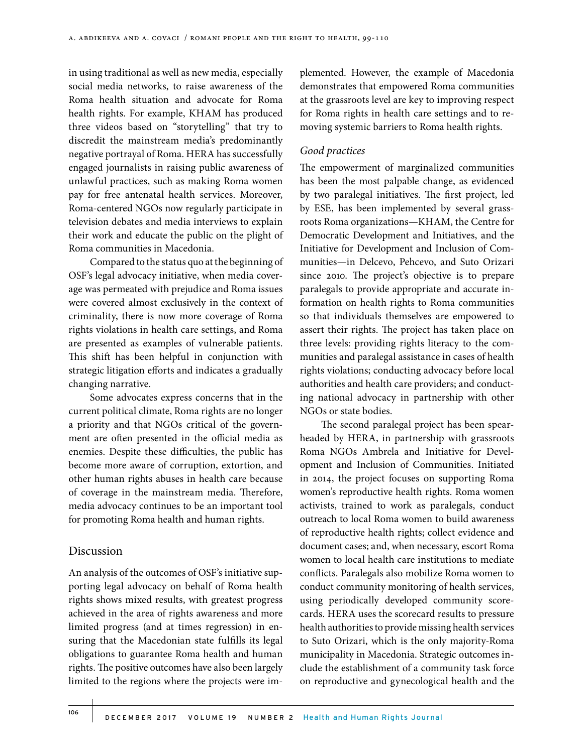in using traditional as well as new media, especially social media networks, to raise awareness of the Roma health situation and advocate for Roma health rights. For example, KHAM has produced three videos based on "storytelling" that try to discredit the mainstream media's predominantly negative portrayal of Roma. HERA has successfully engaged journalists in raising public awareness of unlawful practices, such as making Roma women pay for free antenatal health services. Moreover, Roma-centered NGOs now regularly participate in television debates and media interviews to explain their work and educate the public on the plight of Roma communities in Macedonia.

Compared to the status quo at the beginning of OSF's legal advocacy initiative, when media coverage was permeated with prejudice and Roma issues were covered almost exclusively in the context of criminality, there is now more coverage of Roma rights violations in health care settings, and Roma are presented as examples of vulnerable patients. This shift has been helpful in conjunction with strategic litigation efforts and indicates a gradually changing narrative.

Some advocates express concerns that in the current political climate, Roma rights are no longer a priority and that NGOs critical of the government are often presented in the official media as enemies. Despite these difficulties, the public has become more aware of corruption, extortion, and other human rights abuses in health care because of coverage in the mainstream media. Therefore, media advocacy continues to be an important tool for promoting Roma health and human rights.

## Discussion

An analysis of the outcomes of OSF's initiative supporting legal advocacy on behalf of Roma health rights shows mixed results, with greatest progress achieved in the area of rights awareness and more limited progress (and at times regression) in ensuring that the Macedonian state fulfills its legal obligations to guarantee Roma health and human rights. The positive outcomes have also been largely limited to the regions where the projects were implemented. However, the example of Macedonia demonstrates that empowered Roma communities at the grassroots level are key to improving respect for Roma rights in health care settings and to removing systemic barriers to Roma health rights.

### *Good practices*

The empowerment of marginalized communities has been the most palpable change, as evidenced by two paralegal initiatives. The first project, led by ESE, has been implemented by several grassroots Roma organizations—KHAM, the Centre for Democratic Development and Initiatives, and the Initiative for Development and Inclusion of Communities—in Delcevo, Pehcevo, and Suto Orizari since 2010. The project's objective is to prepare paralegals to provide appropriate and accurate information on health rights to Roma communities so that individuals themselves are empowered to assert their rights. The project has taken place on three levels: providing rights literacy to the communities and paralegal assistance in cases of health rights violations; conducting advocacy before local authorities and health care providers; and conducting national advocacy in partnership with other NGOs or state bodies.

The second paralegal project has been spearheaded by HERA, in partnership with grassroots Roma NGOs Ambrela and Initiative for Development and Inclusion of Communities. Initiated in 2014, the project focuses on supporting Roma women's reproductive health rights. Roma women activists, trained to work as paralegals, conduct outreach to local Roma women to build awareness of reproductive health rights; collect evidence and document cases; and, when necessary, escort Roma women to local health care institutions to mediate conflicts. Paralegals also mobilize Roma women to conduct community monitoring of health services, using periodically developed community scorecards. HERA uses the scorecard results to pressure health authorities to provide missing health services to Suto Orizari, which is the only majority-Roma municipality in Macedonia. Strategic outcomes include the establishment of a community task force on reproductive and gynecological health and the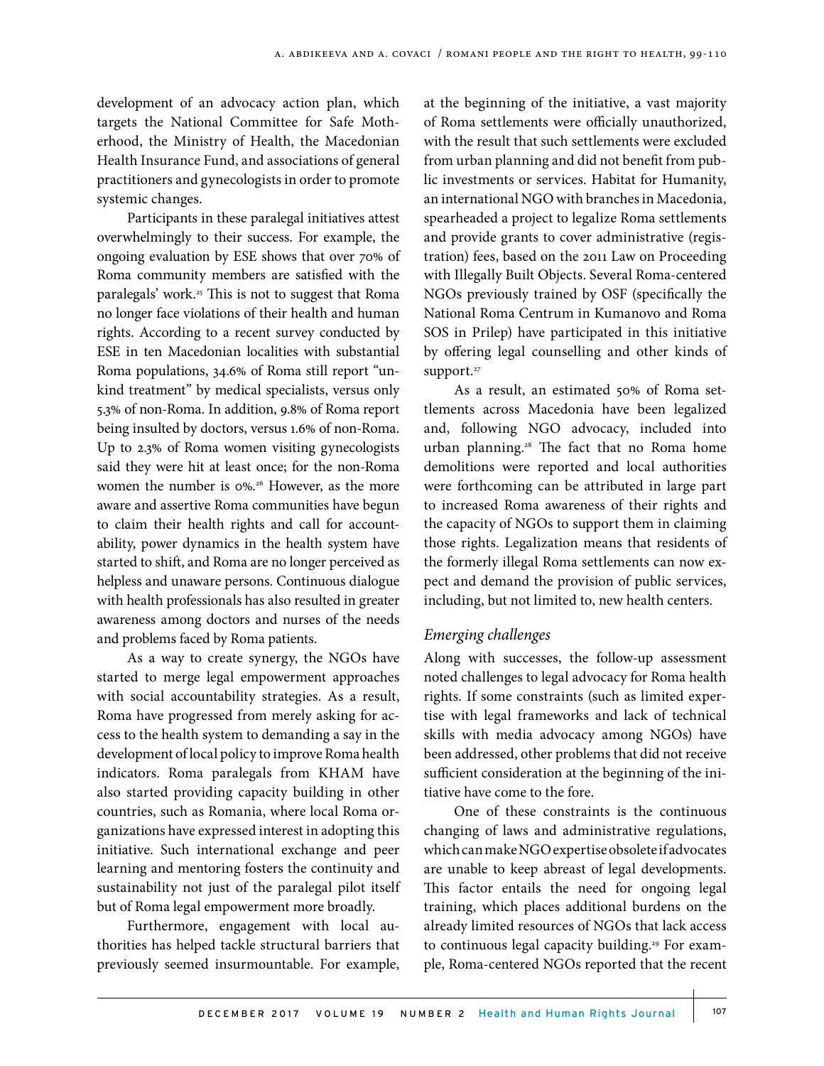development of an advocacy action plan, which targets the National Committee for Safe Motherhood, the Ministry of Health, the Macedonian Health Insurance Fund, and associations of general practitioners and gynecologists in order to promote systemic changes.

Participants in these paralegal initiatives attest overwhelmingly to their success. For example, the ongoing evaluation by ESE shows that over 70% of Roma community members are satisfied with the paralegals' work.[25] This is not to suggest that Roma no longer face violations of their health and human rights. According to a recent survey conducted by ESE in ten Macedonian localities with substantial Roma populations, 34.6% of Roma still report "unkind treatment" by medical specialists, versus only 5.3% of non-Roma. In addition, 9.8% of Roma report being insulted by doctors, versus 1.6% of non-Roma. Up to 2.3% of Roma women visiting gynecologists said they were hit at least once; for the non-Roma women the number is 0%.[26] However, as the more aware and assertive Roma communities have begun to claim their health rights and call for accountability, power dynamics in the health system have started to shift, and Roma are no longer perceived as helpless and unaware persons. Continuous dialogue with health professionals has also resulted in greater awareness among doctors and nurses of the needs and problems faced by Roma patients.

As a way to create synergy, the NGOs have started to merge legal empowerment approaches with social accountability strategies. As a result, Roma have progressed from merely asking for access to the health system to demanding a say in the development of local policy to improve Roma health indicators. Roma paralegals from KHAM have also started providing capacity building in other countries, such as Romania, where local Roma organizations have expressed interest in adopting this initiative. Such international exchange and peer learning and mentoring fosters the continuity and sustainability not just of the paralegal pilot itself but of Roma legal empowerment more broadly.

Furthermore, engagement with local authorities has helped tackle structural barriers that previously seemed insurmountable. For example, at the beginning of the initiative, a vast majority of Roma settlements were officially unauthorized, with the result that such settlements were excluded from urban planning and did not benefit from public investments or services. Habitat for Humanity, an international NGO with branches in Macedonia, spearheaded a project to legalize Roma settlements and provide grants to cover administrative (registration) fees, based on the 2011 Law on Proceeding with Illegally Built Objects. Several Roma-centered NGOs previously trained by OSF (specifically the National Roma Centrum in Kumanovo and Roma SOS in Prilep) have participated in this initiative by offering legal counselling and other kinds of support.[27]

As a result, an estimated 50% of Roma settlements across Macedonia have been legalized and, following NGO advocacy, included into urban planning.[28] The fact that no Roma home demolitions were reported and local authorities were forthcoming can be attributed in large part to increased Roma awareness of their rights and the capacity of NGOs to support them in claiming those rights. Legalization means that residents of the formerly illegal Roma settlements can now expect and demand the provision of public services, including, but not limited to, new health centers.

### *Emerging challenges*

Along with successes, the follow-up assessment noted challenges to legal advocacy for Roma health rights. If some constraints (such as limited expertise with legal frameworks and lack of technical skills with media advocacy among NGOs) have been addressed, other problems that did not receive sufficient consideration at the beginning of the initiative have come to the fore.

One of these constraints is the continuous changing of laws and administrative regulations, which can make NGO expertise obsolete if advocates are unable to keep abreast of legal developments. This factor entails the need for ongoing legal training, which places additional burdens on the already limited resources of NGOs that lack access to continuous legal capacity building.[29] For example, Roma-centered NGOs reported that the recent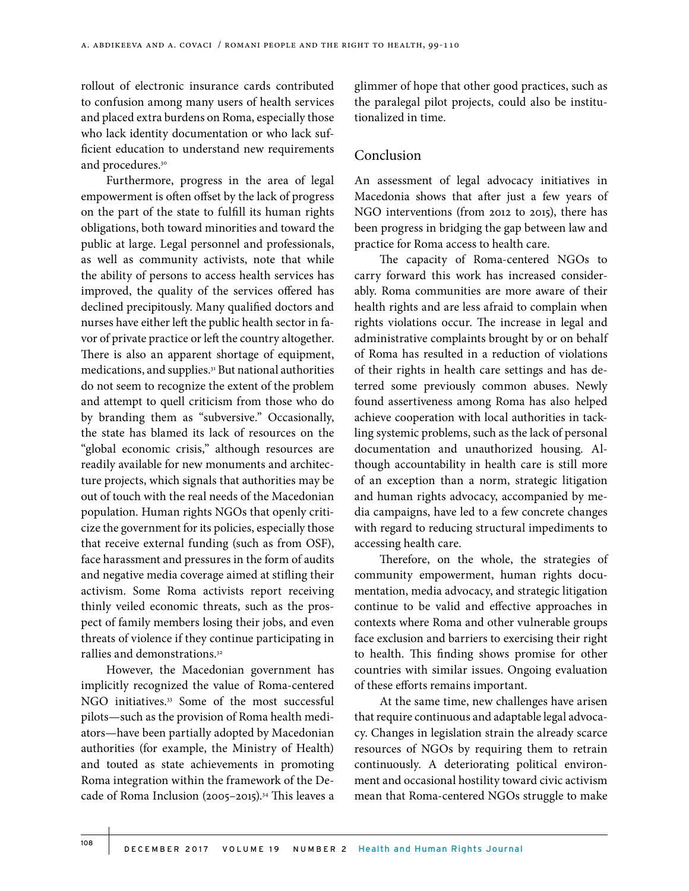rollout of electronic insurance cards contributed to confusion among many users of health services and placed extra burdens on Roma, especially those who lack identity documentation or who lack sufficient education to understand new requirements and procedures.[30]

Furthermore, progress in the area of legal empowerment is often offset by the lack of progress on the part of the state to fulfill its human rights obligations, both toward minorities and toward the public at large. Legal personnel and professionals, as well as community activists, note that while the ability of persons to access health services has improved, the quality of the services offered has declined precipitously. Many qualified doctors and nurses have either left the public health sector in favor of private practice or left the country altogether. There is also an apparent shortage of equipment, medications, and supplies.[31] But national authorities do not seem to recognize the extent of the problem and attempt to quell criticism from those who do by branding them as "subversive." Occasionally, the state has blamed its lack of resources on the "global economic crisis," although resources are readily available for new monuments and architecture projects, which signals that authorities may be out of touch with the real needs of the Macedonian population. Human rights NGOs that openly criticize the government for its policies, especially those that receive external funding (such as from OSF), face harassment and pressures in the form of audits and negative media coverage aimed at stifling their activism. Some Roma activists report receiving thinly veiled economic threats, such as the prospect of family members losing their jobs, and even threats of violence if they continue participating in rallies and demonstrations.[32]

However, the Macedonian government has implicitly recognized the value of Roma-centered NGO initiatives.[33] Some of the most successful pilots—such as the provision of Roma health mediators—have been partially adopted by Macedonian authorities (for example, the Ministry of Health) and touted as state achievements in promoting Roma integration within the framework of the Decade of Roma Inclusion (2005–2015).[34] This leaves a glimmer of hope that other good practices, such as the paralegal pilot projects, could also be institutionalized in time.

## Conclusion

An assessment of legal advocacy initiatives in Macedonia shows that after just a few years of NGO interventions (from 2012 to 2015), there has been progress in bridging the gap between law and practice for Roma access to health care.

The capacity of Roma-centered NGOs to carry forward this work has increased considerably. Roma communities are more aware of their health rights and are less afraid to complain when rights violations occur. The increase in legal and administrative complaints brought by or on behalf of Roma has resulted in a reduction of violations of their rights in health care settings and has deterred some previously common abuses. Newly found assertiveness among Roma has also helped achieve cooperation with local authorities in tackling systemic problems, such as the lack of personal documentation and unauthorized housing. Although accountability in health care is still more of an exception than a norm, strategic litigation and human rights advocacy, accompanied by media campaigns, have led to a few concrete changes with regard to reducing structural impediments to accessing health care.

Therefore, on the whole, the strategies of community empowerment, human rights documentation, media advocacy, and strategic litigation continue to be valid and effective approaches in contexts where Roma and other vulnerable groups face exclusion and barriers to exercising their right to health. This finding shows promise for other countries with similar issues. Ongoing evaluation of these efforts remains important.

At the same time, new challenges have arisen that require continuous and adaptable legal advocacy. Changes in legislation strain the already scarce resources of NGOs by requiring them to retrain continuously. A deteriorating political environment and occasional hostility toward civic activism mean that Roma-centered NGOs struggle to make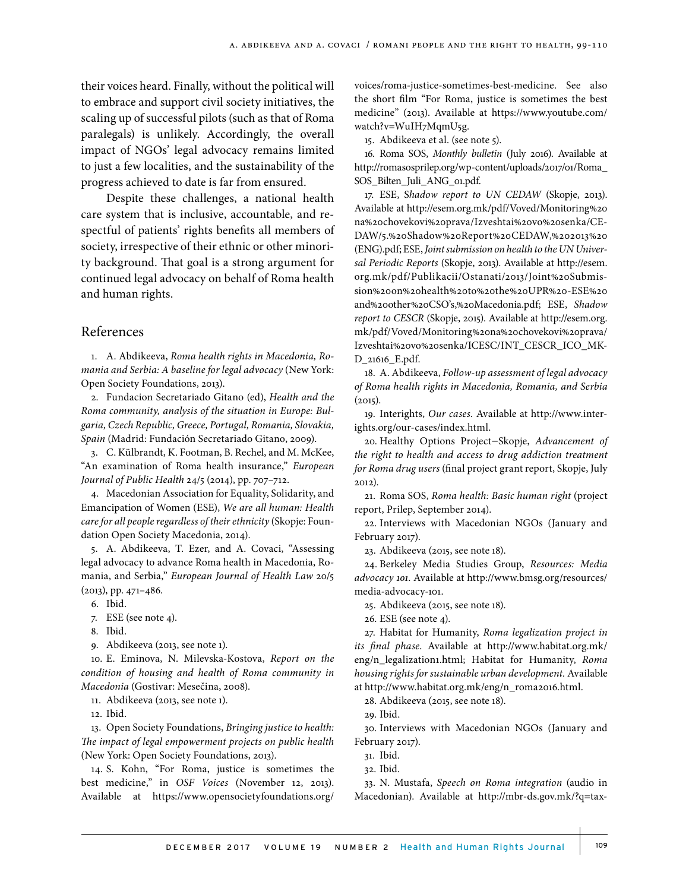their voices heard. Finally, without the political will to embrace and support civil society initiatives, the scaling up of successful pilots (such as that of Roma paralegals) is unlikely. Accordingly, the overall impact of NGOs' legal advocacy remains limited to just a few localities, and the sustainability of the progress achieved to date is far from ensured.

Despite these challenges, a national health care system that is inclusive, accountable, and respectful of patients' rights benefits all members of society, irrespective of their ethnic or other minority background. That goal is a strong argument for continued legal advocacy on behalf of Roma health and human rights.

## References

1. A. Abdikeeva, *Roma health rights in Macedonia, Romania and Serbia: A baseline for legal advocacy* (New York: Open Society Foundations, 2013).
2. Fundacion Secretariado Gitano (ed), *Health and the Roma community, analysis of the situation in Europe: Bulgaria, Czech Republic, Greece, Portugal, Romania, Slovakia, Spain* (Madrid: Fundación Secretariado Gitano, 2009).
3. C. Külbrandt, K. Footman, B. Rechel, and M. McKee, "An examination of Roma health insurance," *European Journal of Public Health* 24/5 (2014), pp. 707–712.
4. Macedonian Association for Equality, Solidarity, and Emancipation of Women (ESE), *We are all human: Health care for all people regardless of their ethnicity* (Skopje: Foundation Open Society Macedonia, 2014).
5. A. Abdikeeva, T. Ezer, and A. Covaci, "Assessing legal advocacy to advance Roma health in Macedonia, Romania, and Serbia," *European Journal of Health Law* 20/5 (2013), pp. 471–486.
6. Ibid.
7. ESE (see note 4).
8. Ibid.
9. Abdikeeva (2013, see note 1).
10. E. Eminova, N. Milevska-Kostova, *Report on the condition of housing and health of Roma community in Macedonia* (Gostivar: Mesečina, 2008).
11. Abdikeeva (2013, see note 1).
12. Ibid.
13. Open Society Foundations, *Bringing justice to health: The impact of legal empowerment projects on public health* (New York: Open Society Foundations, 2013).
14. S. Kohn, "For Roma, justice is sometimes the best medicine," in *OSF Voices* (November 12, 2013). Available at https://www.opensocietyfoundations.org/voices/roma-justice-sometimes-best-medicine. See also the short film "For Roma, justice is sometimes the best medicine" (2013). Available at https://www.youtube.com/watch?v=WuIH7MqmU5g.
15. Abdikeeva et al. (see note 5).
16. Roma SOS, *Monthly bulletin* (July 2016). Available at http://romasosprilep.org/wp-content/uploads/2017/01/Roma_SOS_Bilten_Juli_ANG_01.pdf.
17. ESE, S*hadow report to UN CEDAW* (Skopje, 2013). Available at http://esem.org.mk/pdf/Voved/Monitoring%20na%20chovekovi%20prava/Izveshtai%20vo%20senka/CEDAW/5.%20Shadow%20Report%20CEDAW,%202013%20(ENG).pdf; ESE, *Joint submission on health to the UN Universal Periodic Reports* (Skopje, 2013). Available at http://esem.org.mk/pdf/Publikacii/Ostanati/2013/Joint%20Submission%20on%20health%20to%20the%20UPR%20-ESE%20and%20other%20CSO's,%20Macedonia.pdf; ESE, *Shadow report to CESCR* (Skopje, 2015). Available at http://esem.org.mk/pdf/Voved/Monitoring%20na%20chovekovi%20prava/Izveshtai%20vo%20senka/ICESC/INT_CESCR_ICO_MKD_21616_E.pdf.
18. A. Abdikeeva, *Follow-up assessment of legal advocacy of Roma health rights in Macedonia, Romania, and Serbia* (2015).
19. Interights, *Our cases*. Available at http://www.interights.org/our-cases/index.html.
20. Healthy Options Project–Skopje, *Advancement of the right to health and access to drug addiction treatment for Roma drug users* (final project grant report, Skopje, July 2012).
21. Roma SOS, *Roma health: Basic human right* (project report, Prilep, September 2014).
22. Interviews with Macedonian NGOs (January and February 2017).
23. Abdikeeva (2015, see note 18).
24. Berkeley Media Studies Group, *Resources: Media advocacy 101*. Available at http://www.bmsg.org/resources/media-advocacy-101.
25. Abdikeeva (2015, see note 18).
26. ESE (see note 4).
27. Habitat for Humanity, *Roma legalization project in its final phase*. Available at http://www.habitat.org.mk/eng/n_legalization1.html; Habitat for Humanity, *Roma housing rights for sustainable urban development*. Available at http://www.habitat.org.mk/eng/n_roma2016.html.
28. Abdikeeva (2015, see note 18).
29. Ibid.
30. Interviews with Macedonian NGOs (January and February 2017).
31. Ibid.
32. Ibid.
33. N. Mustafa, *Speech on Roma integration* (audio in Macedonian). Available at http://mbr-ds.gov.mk/?q=tax-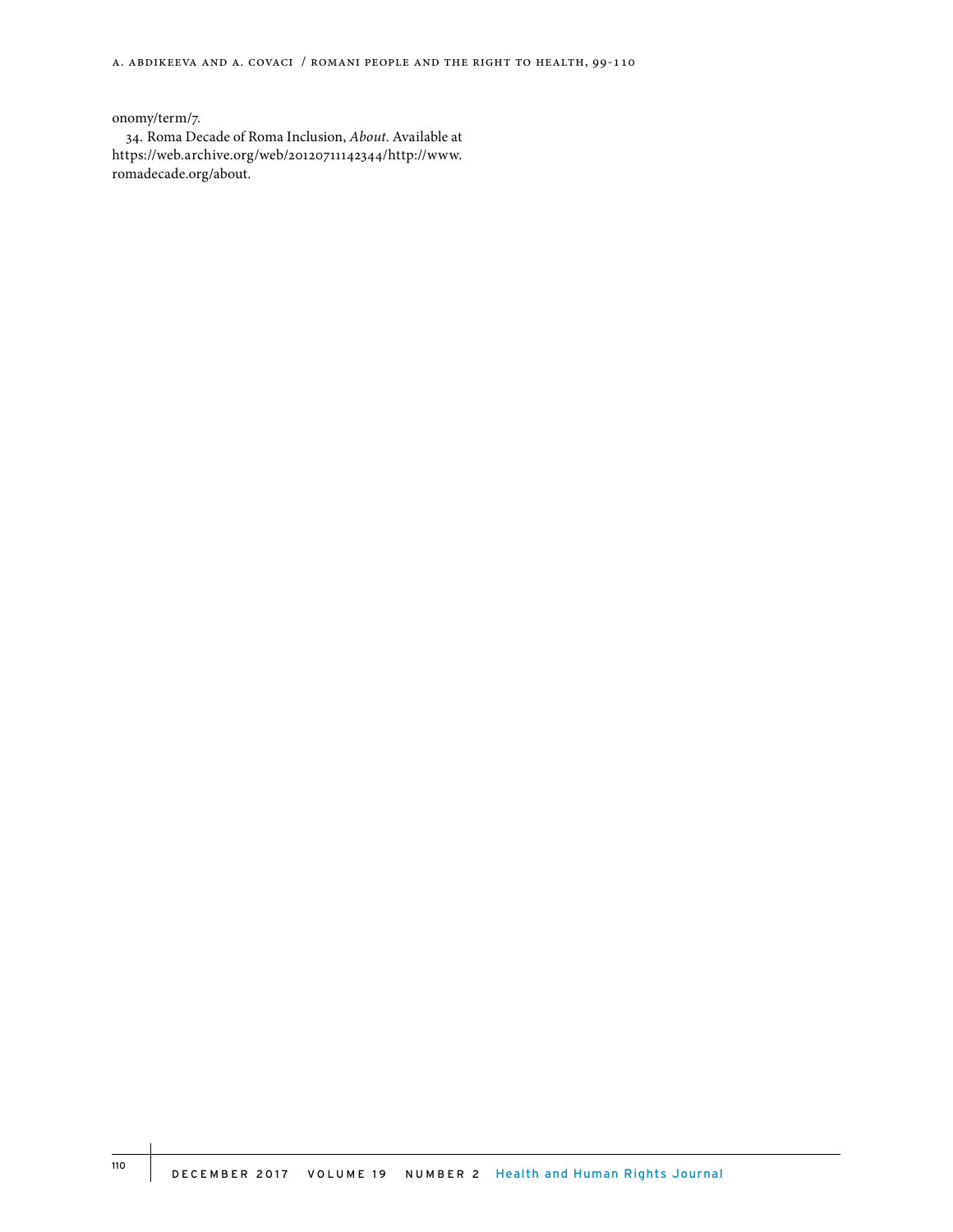onomy/term/7.

34. Roma Decade of Roma Inclusion, *About*. Available at https://web.archive.org/web/20120711142344/http://www.romadecade.org/about.